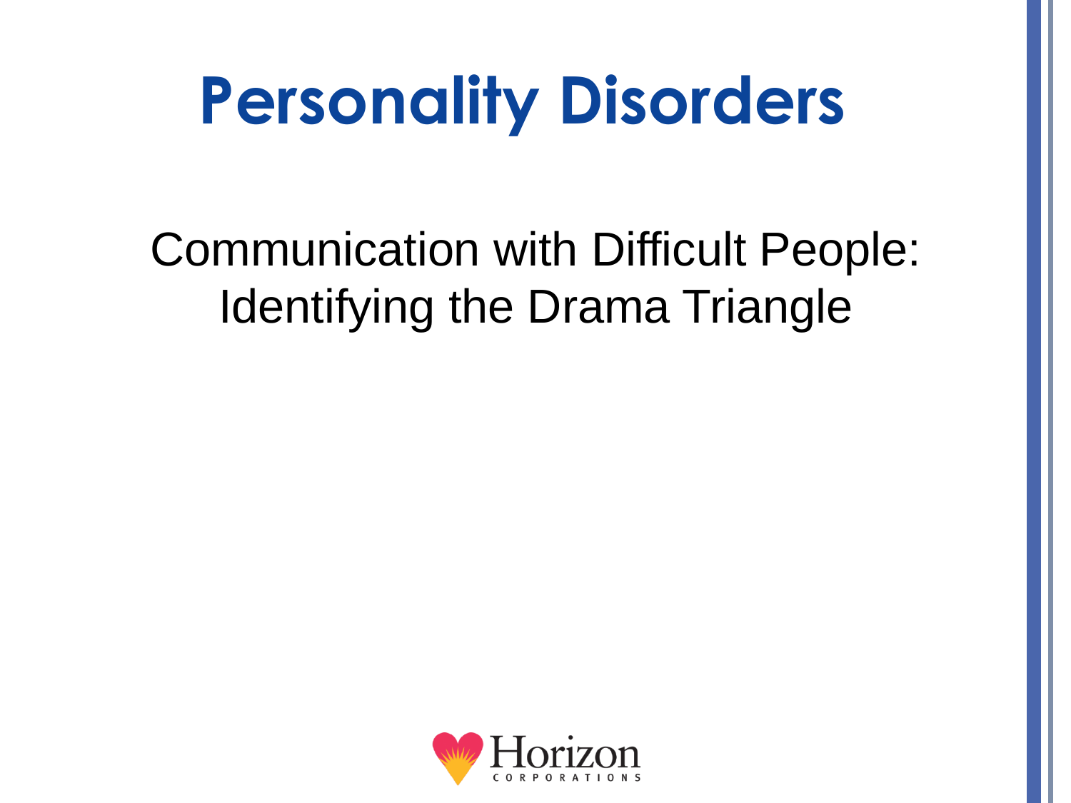# Personality Disorders

Communication with Difficult People: Identifying the Drama Triangle

Horizon CORPORATIONS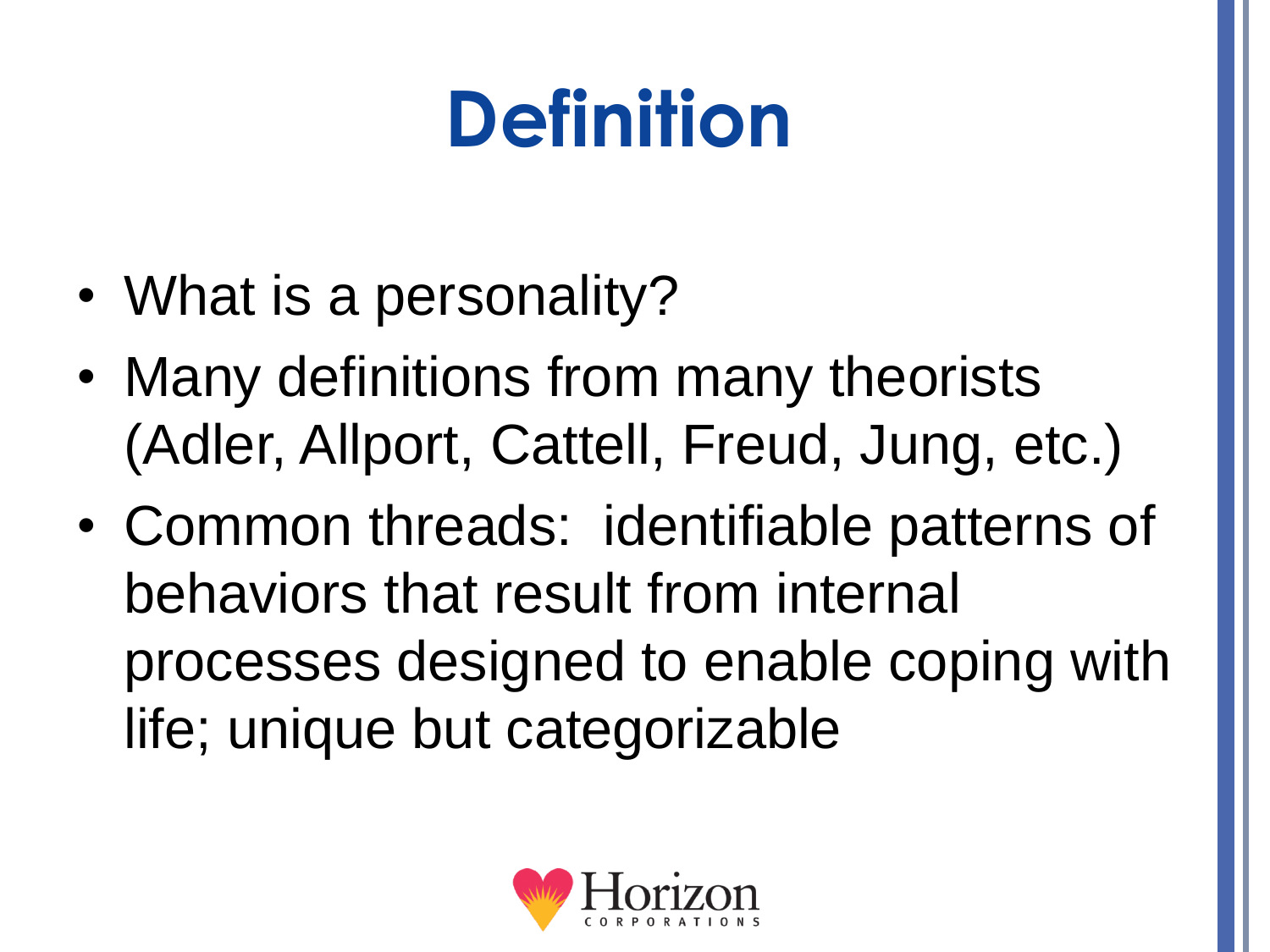# Definition

- What is a personality?
- Many definitions from many theorists (Adler, Allport, Cattell, Freud, Jung, etc.)
- Common threads: identifiable patterns of behaviors that result from internal processes designed to enable coping with life; unique but categorizable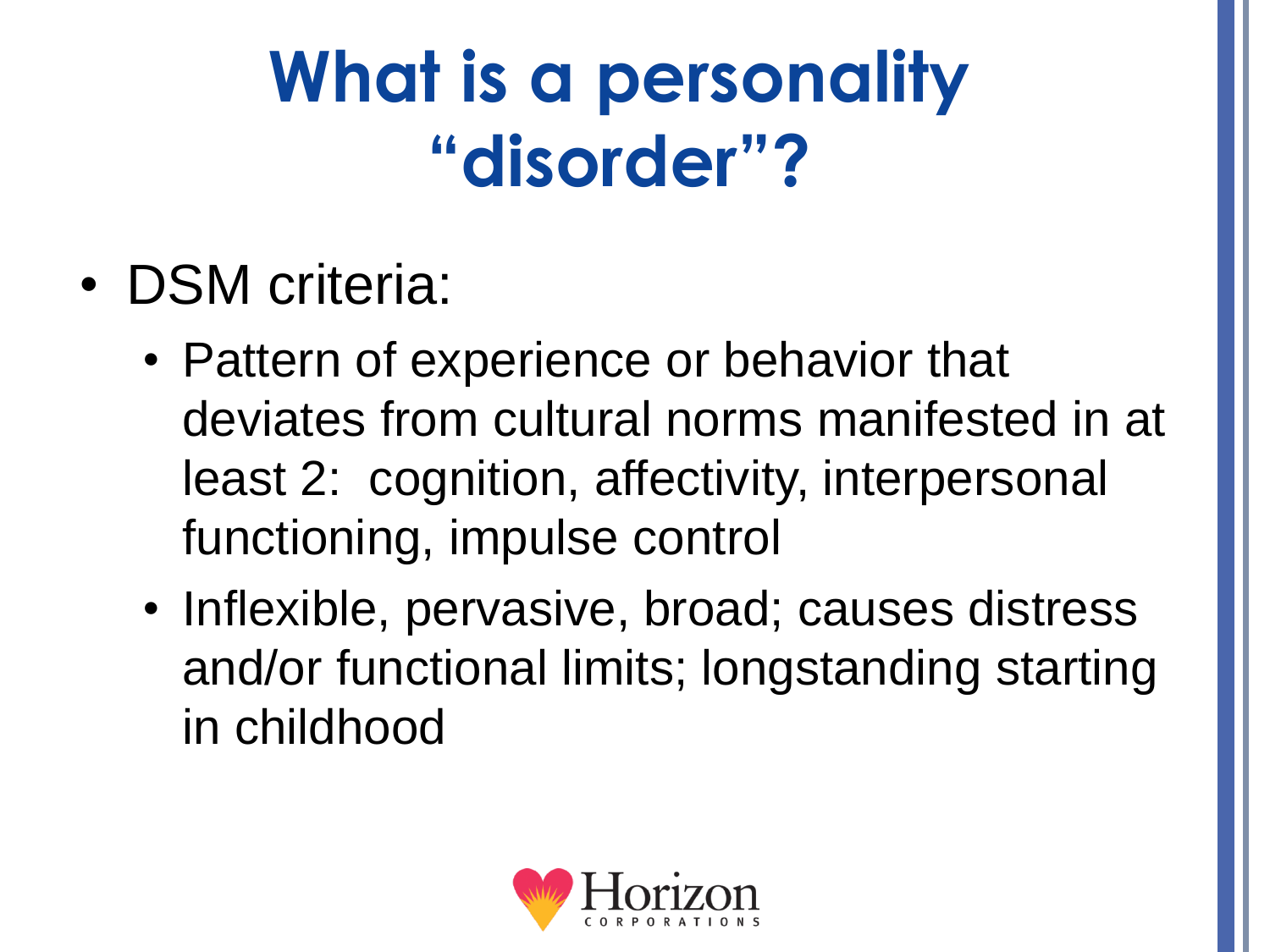# What is a personality “disorder”?

- DSM criteria:
  - Pattern of experience or behavior that deviates from cultural norms manifested in at least 2: cognition, affectivity, interpersonal functioning, impulse control
  - Inflexible, pervasive, broad; causes distress and/or functional limits; longstanding starting in childhood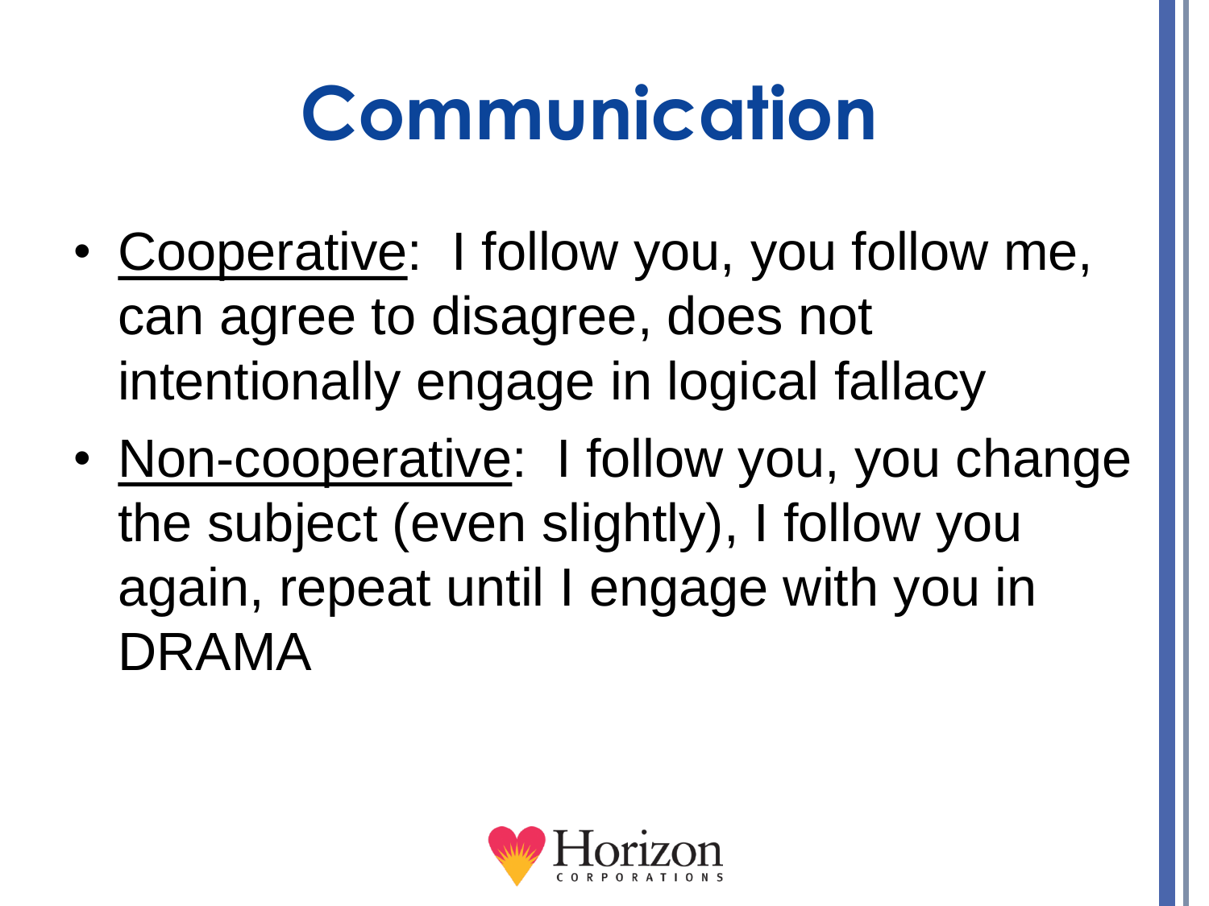# Communication

- Cooperative: I follow you, you follow me, can agree to disagree, does not intentionally engage in logical fallacy
- Non-cooperative: I follow you, you change the subject (even slightly), I follow you again, repeat until I engage with you in DRAMA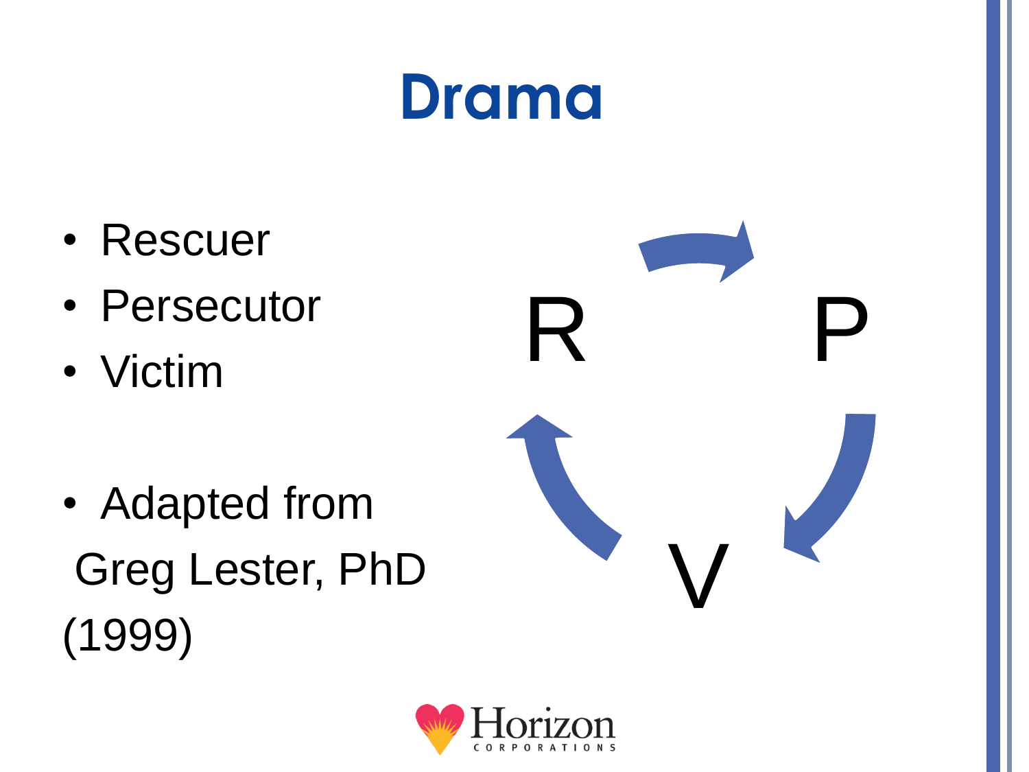# Drama

- Rescuer
- Persecutor
- Victim

- Adapted from
 Greg Lester, PhD
(1999)

R P

V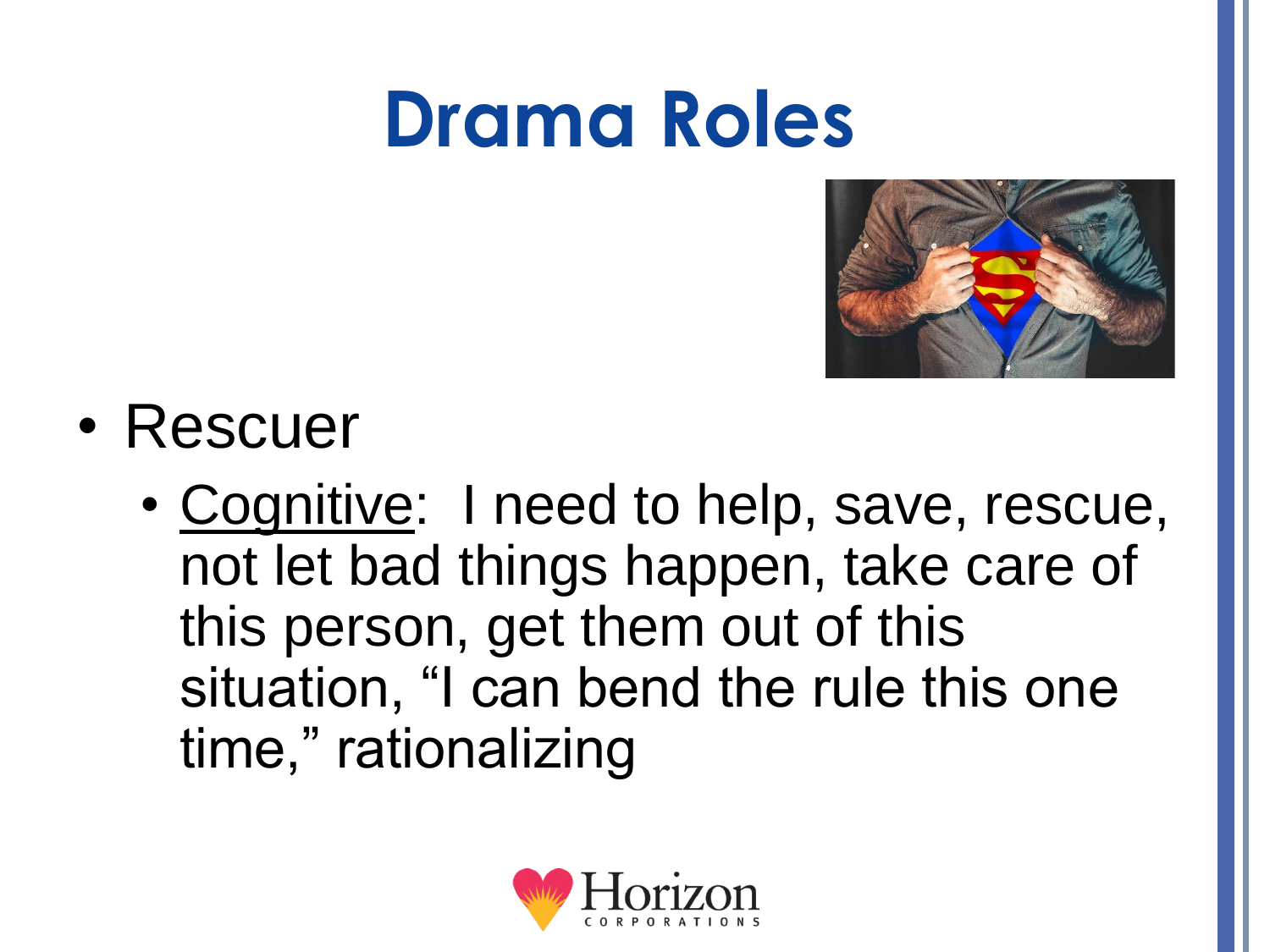# Drama Roles

- Rescuer
  - Cognitive: I need to help, save, rescue, not let bad things happen, take care of this person, get them out of this situation, “I can bend the rule this one time,” rationalizing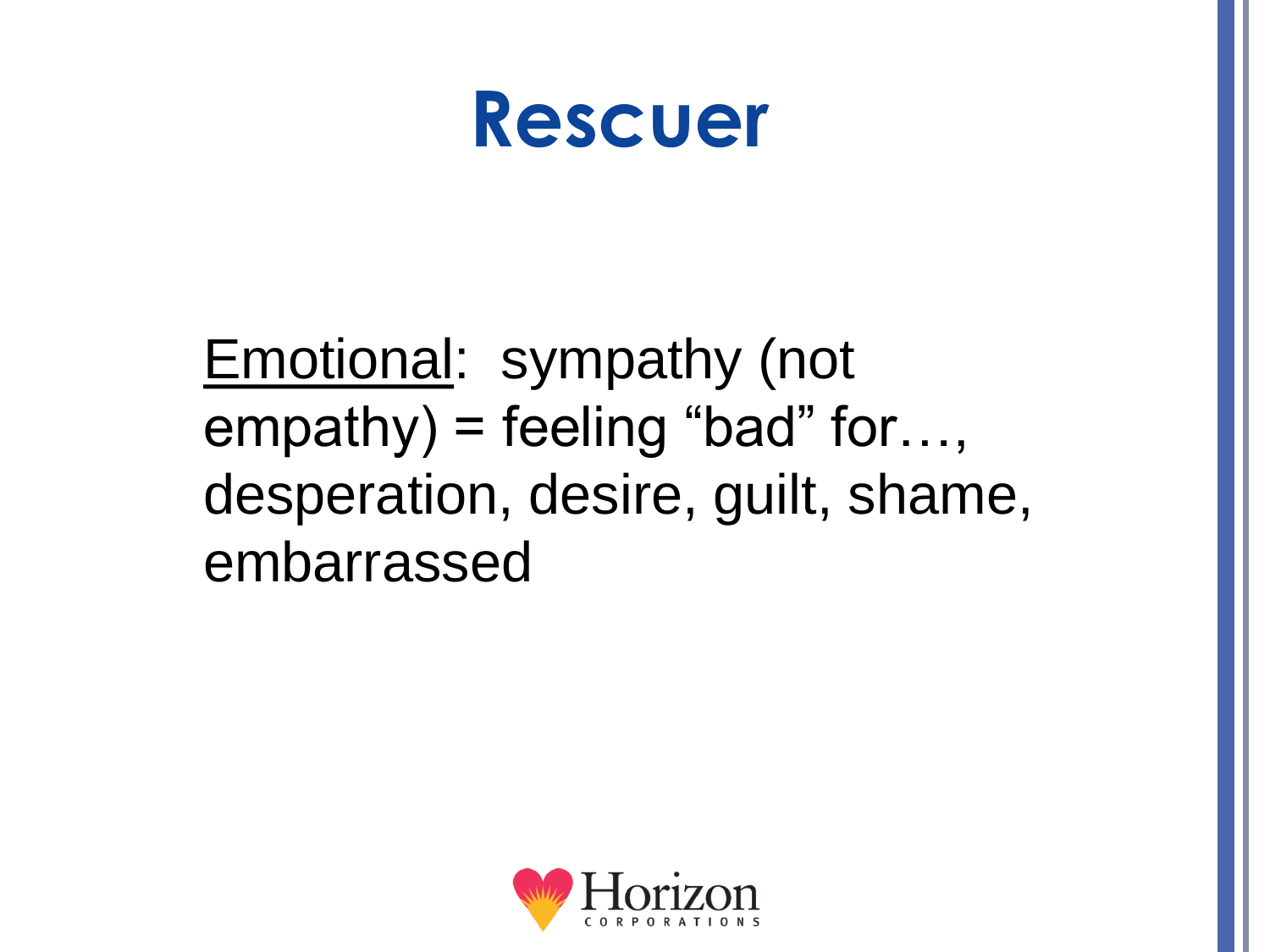# Rescuer

Emotional: sympathy (not empathy) = feeling "bad" for…, desperation, desire, guilt, shame, embarrassed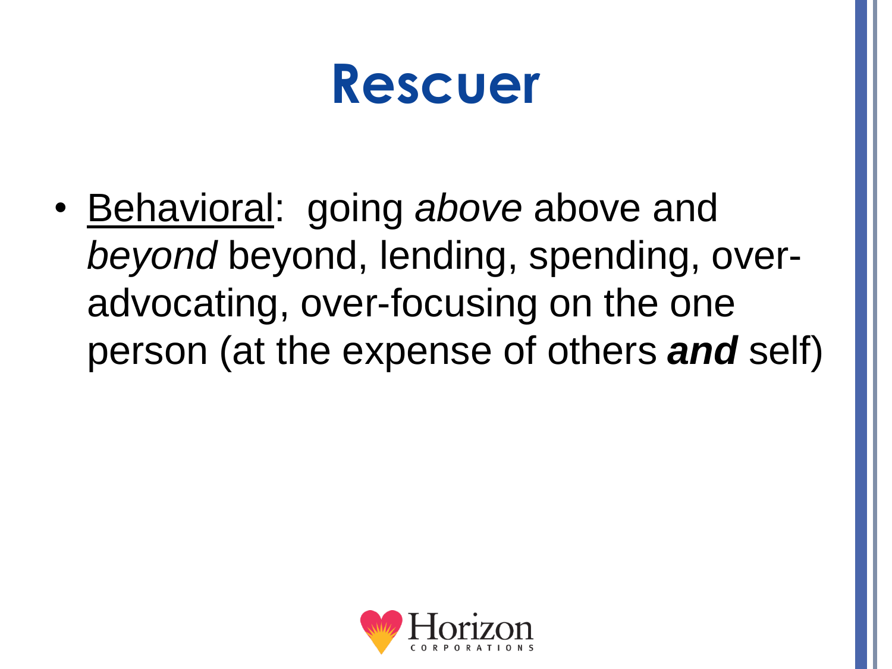# Rescuer

- <u>Behavioral</u>: going *above* above and *beyond* beyond, lending, spending, over-advocating, over-focusing on the one person (at the expense of others ***and*** self)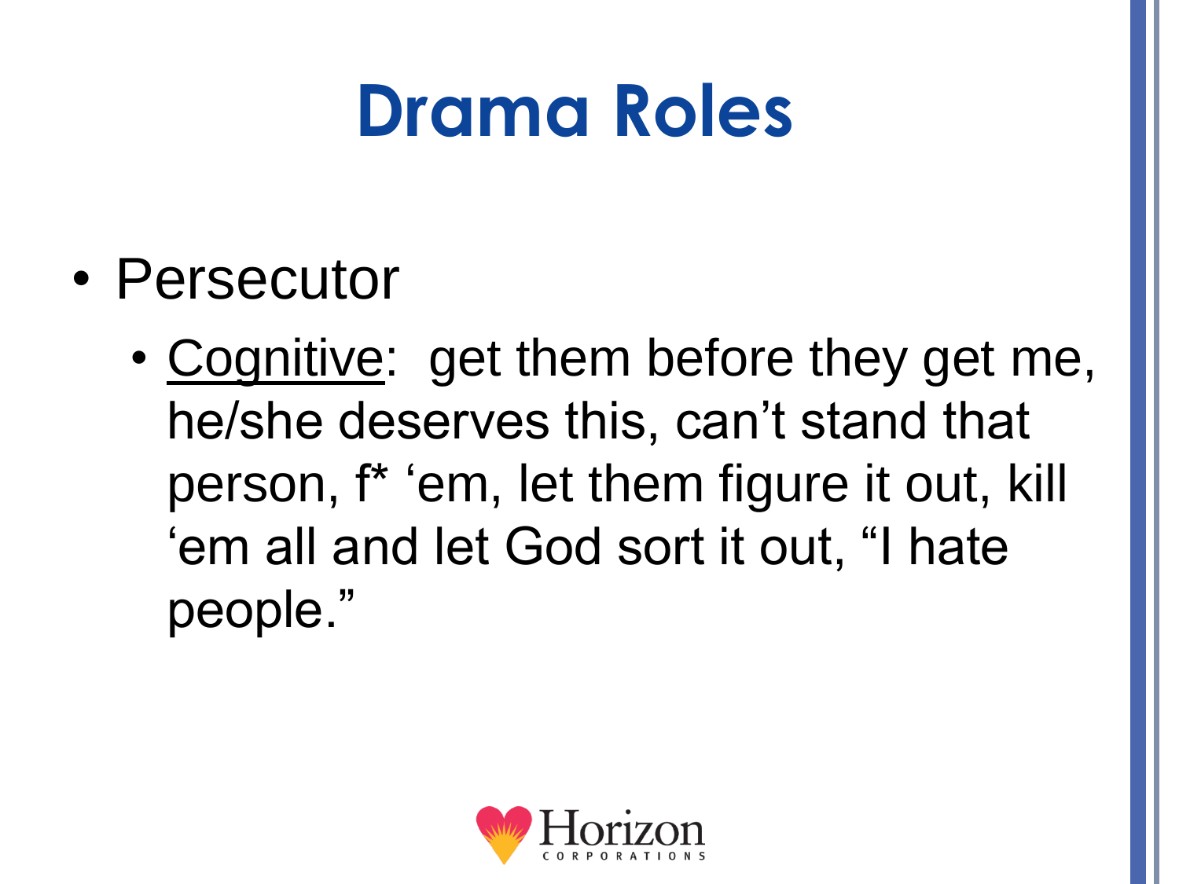# Drama Roles

- Persecutor
  - <u>Cognitive</u>: get them before they get me, he/she deserves this, can't stand that person, f* 'em, let them figure it out, kill 'em all and let God sort it out, "I hate people."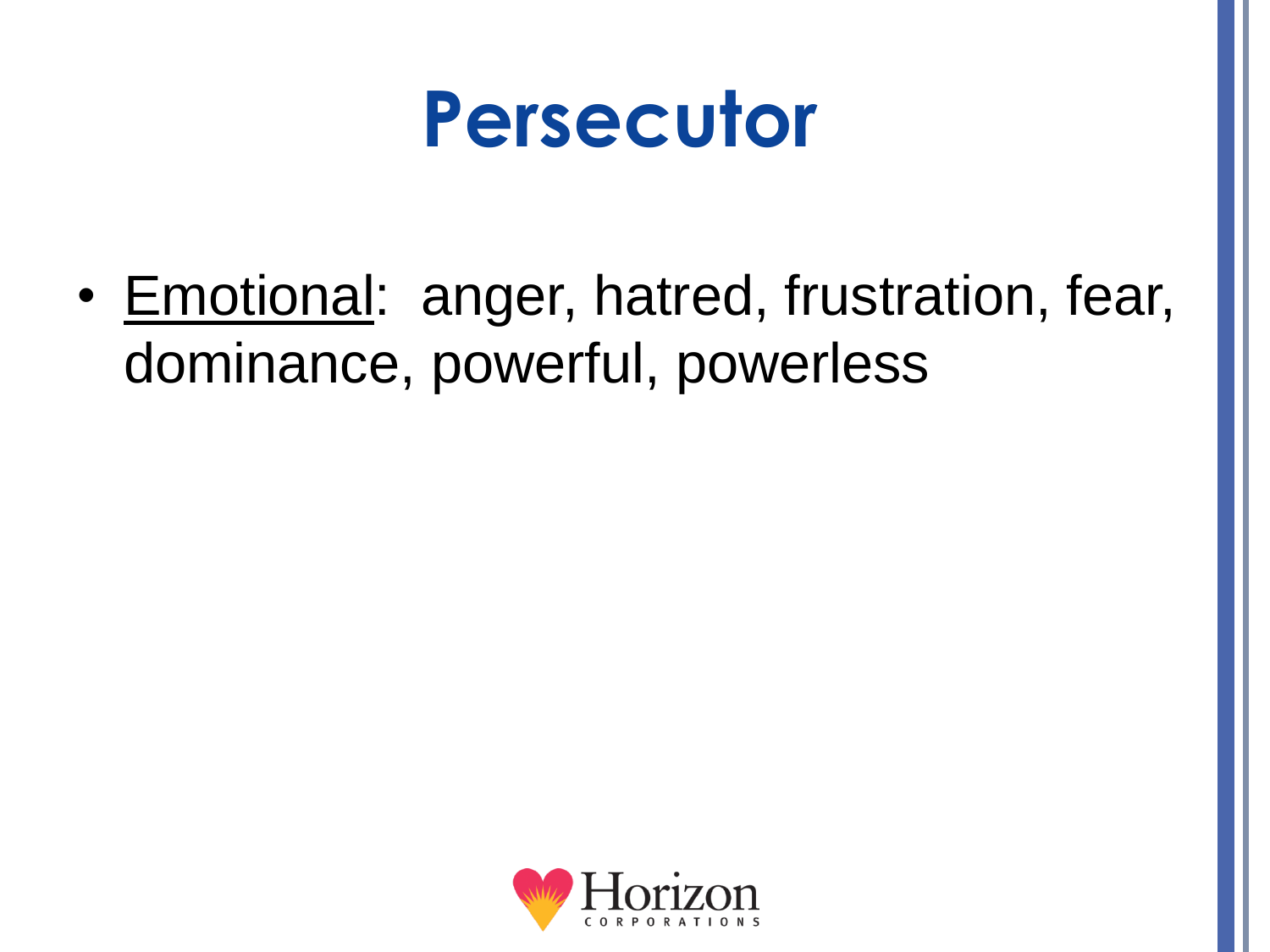# Persecutor

- Emotional: anger, hatred, frustration, fear, dominance, powerful, powerless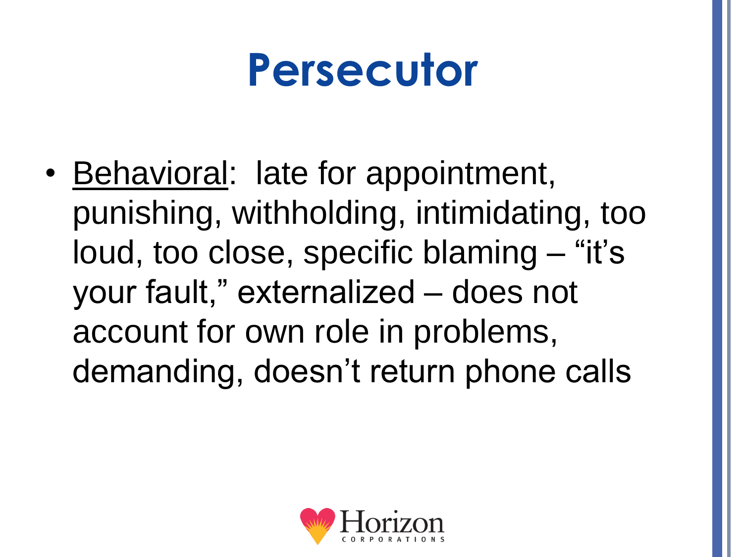# Persecutor

- Behavioral: late for appointment, punishing, withholding, intimidating, too loud, too close, specific blaming – "it's your fault," externalized – does not account for own role in problems, demanding, doesn't return phone calls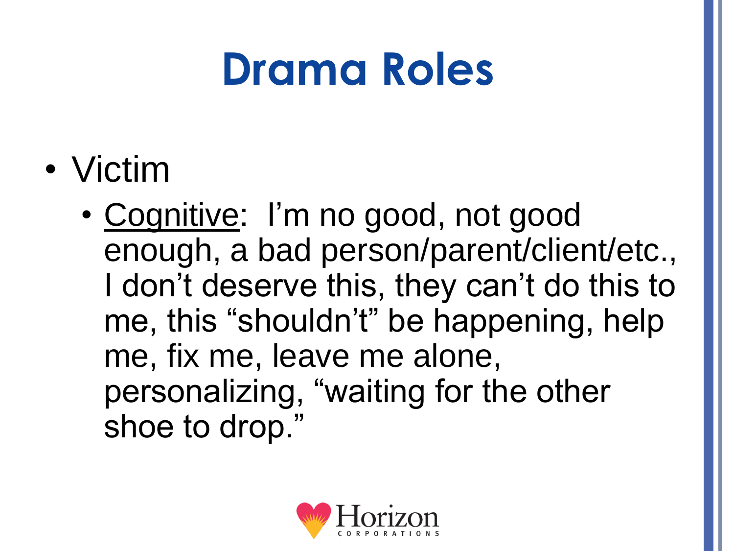# Drama Roles

- Victim
  - Cognitive: I’m no good, not good enough, a bad person/parent/client/etc., I don’t deserve this, they can’t do this to me, this “shouldn’t” be happening, help me, fix me, leave me alone, personalizing, “waiting for the other shoe to drop.”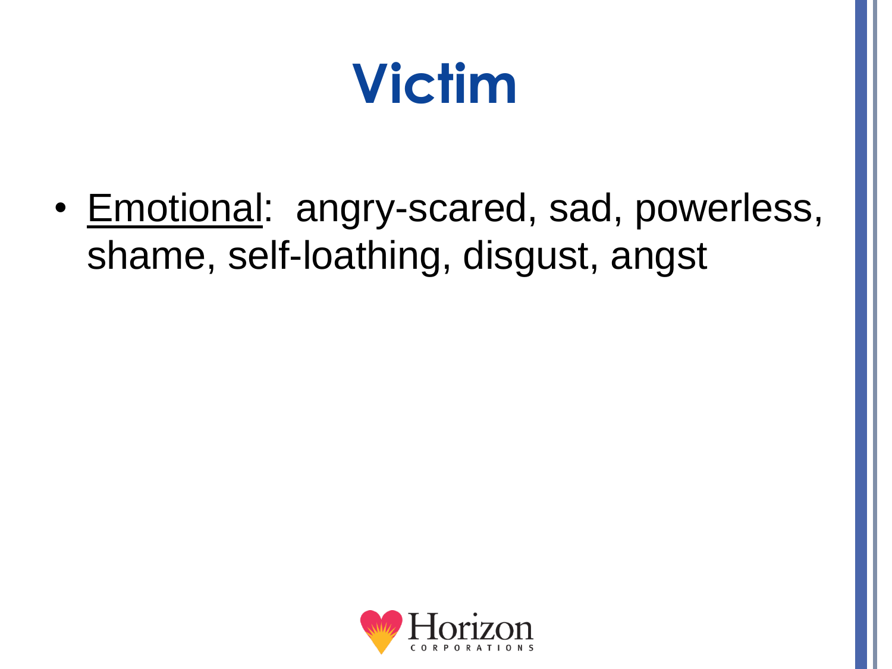# Victim

- Emotional: angry-scared, sad, powerless, shame, self-loathing, disgust, angst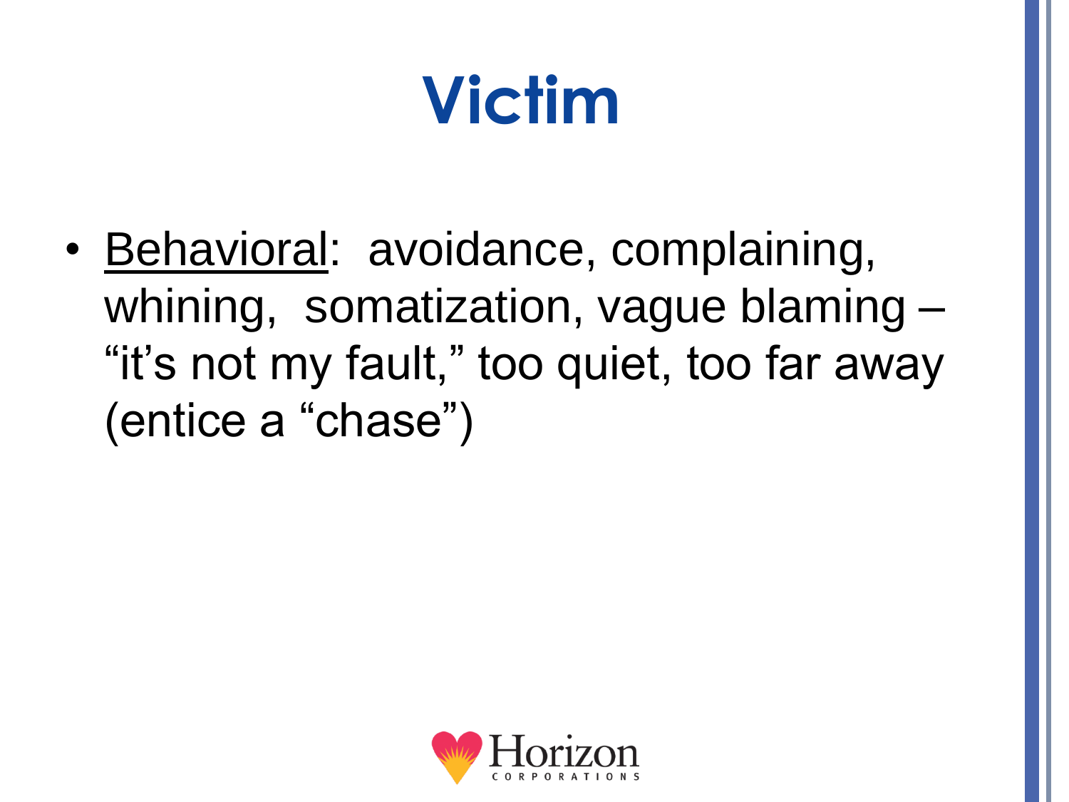# Victim

- <u>Behavioral</u>: avoidance, complaining, whining, somatization, vague blaming – "it's not my fault," too quiet, too far away (entice a "chase")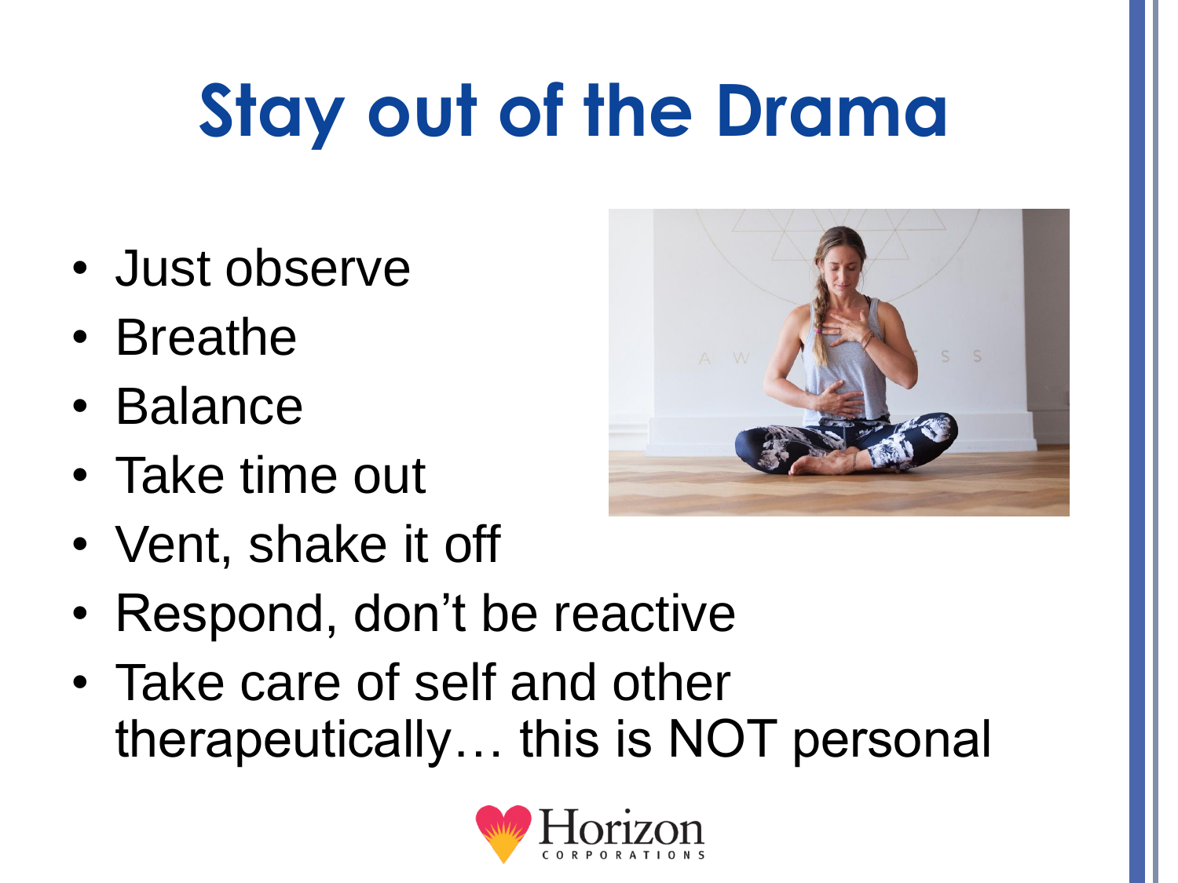# Stay out of the Drama

- Just observe
- Breathe
- Balance
- Take time out
- Vent, shake it off
- Respond, don't be reactive
- Take care of self and other therapeutically… this is NOT personal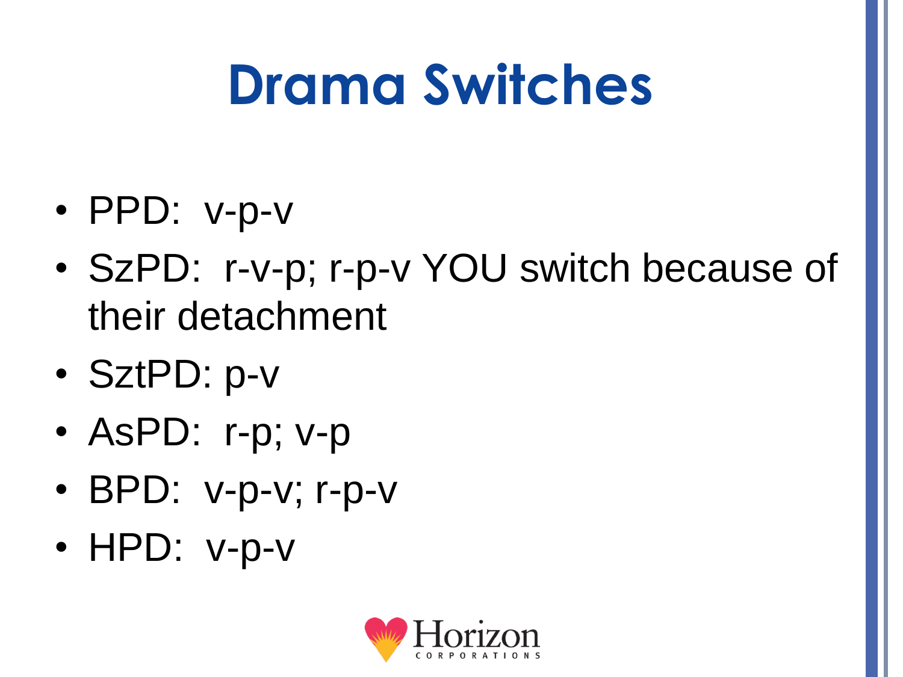# Drama Switches

- PPD: v-p-v
- SzPD: r-v-p; r-p-v YOU switch because of their detachment
- SztPD: p-v
- AsPD: r-p; v-p
- BPD: v-p-v; r-p-v
- HPD: v-p-v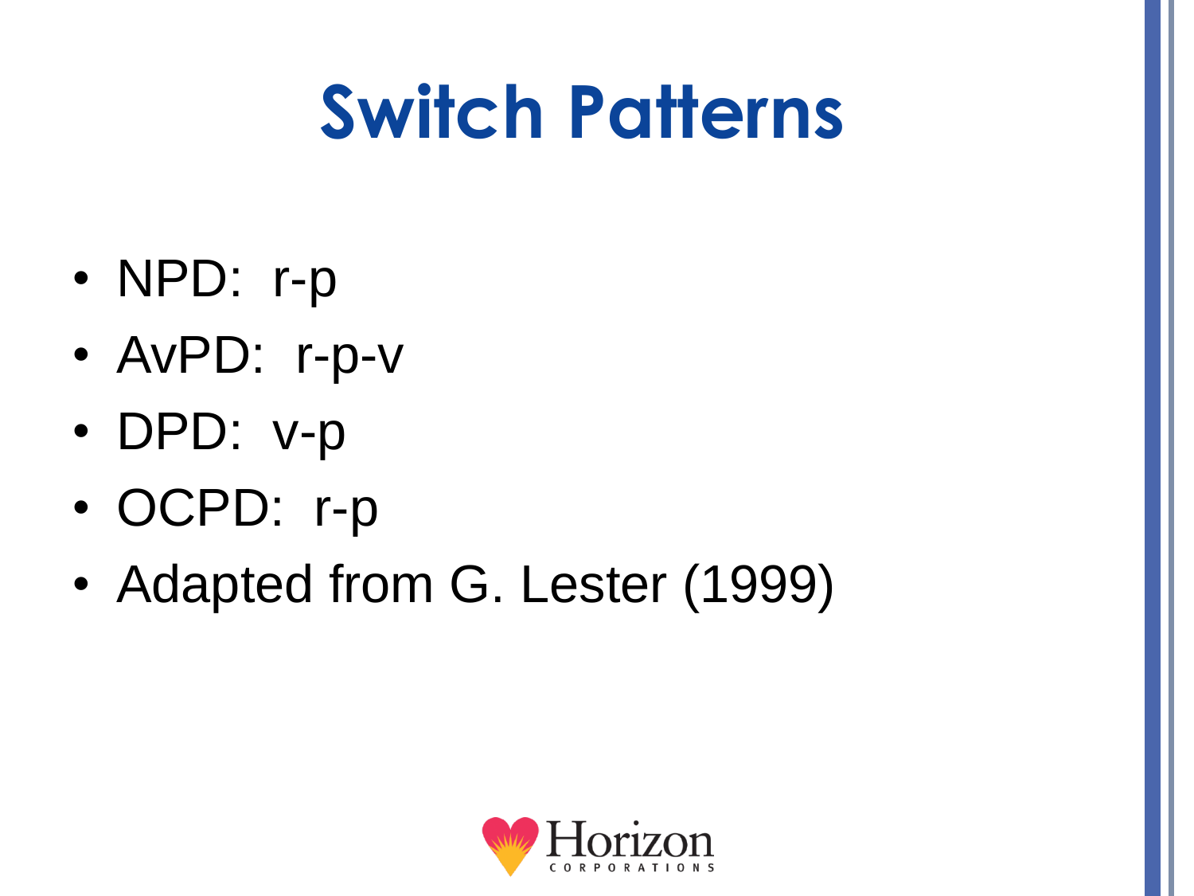# Switch Patterns

- NPD: r-p
- AvPD: r-p-v
- DPD: v-p
- OCPD: r-p
- Adapted from G. Lester (1999)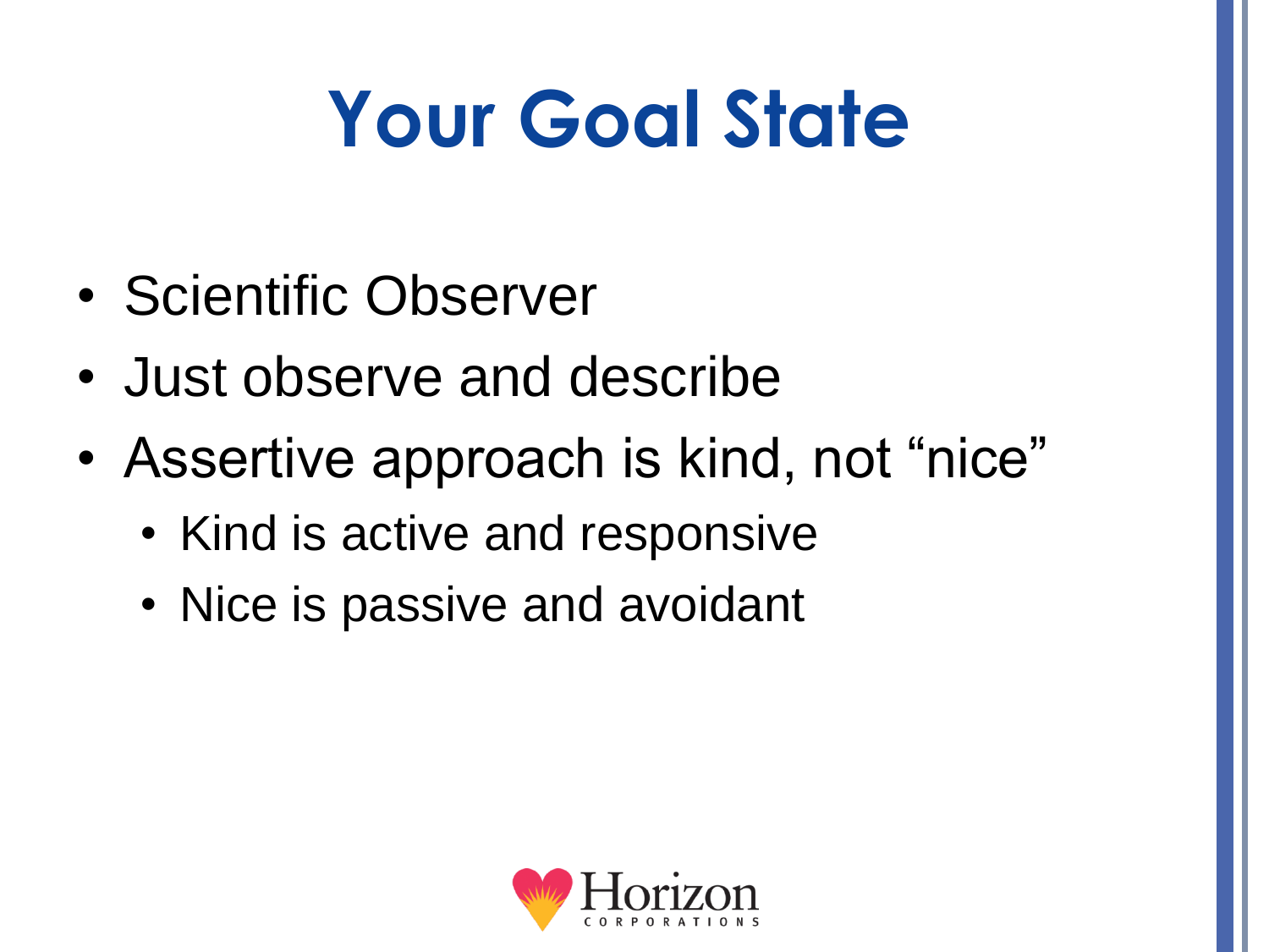# Your Goal State

- Scientific Observer
- Just observe and describe
- Assertive approach is kind, not "nice"
  - Kind is active and responsive
  - Nice is passive and avoidant